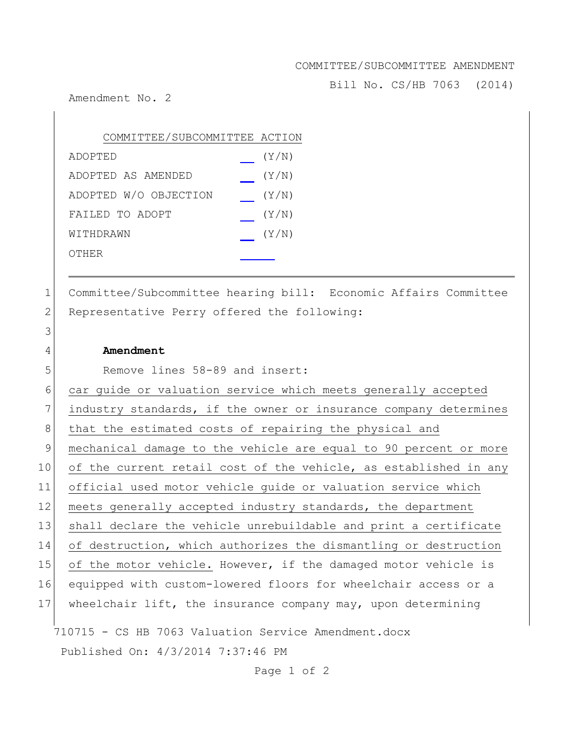COMMITTEE/SUBCOMMITTEE AMENDMENT

Bill No. CS/HB 7063 (2014)

Amendment No. 2

| COMMITTEE/SUBCOMMITTEE ACTION | |
|---|---|
| ADOPTED | __ (Y/N) |
| ADOPTED AS AMENDED | __ (Y/N) |
| ADOPTED W/O OBJECTION | __ (Y/N) |
| FAILED TO ADOPT | __ (Y/N) |
| WITHDRAWN | __ (Y/N) |
| OTHER | ____ |

---

1 Committee/Subcommittee hearing bill: Economic Affairs Committee
2 Representative Perry offered the following:
3
4 **Amendment**
5 Remove lines 58-89 and insert:
6 car guide or valuation service which meets generally accepted
7 industry standards, if the owner or insurance company determines
8 that the estimated costs of repairing the physical and
9 mechanical damage to the vehicle are equal to 90 percent or more
10 of the current retail cost of the vehicle, as established in any
11 official used motor vehicle guide or valuation service which
12 meets generally accepted industry standards, the department
13 shall declare the vehicle unrebuildable and print a certificate
14 of destruction, which authorizes the dismantling or destruction
15 of the motor vehicle. However, if the damaged motor vehicle is
16 equipped with custom-lowered floors for wheelchair access or a
17 wheelchair lift, the insurance company may, upon determining

710715 - CS HB 7063 Valuation Service Amendment.docx

Published On: 4/3/2014 7:37:46 PM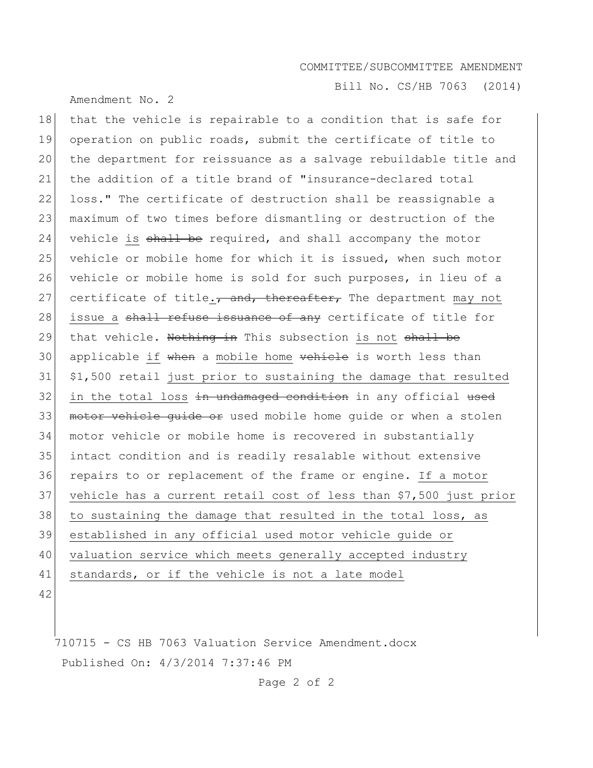that the vehicle is repairable to a condition that is safe for operation on public roads, submit the certificate of title to the department for reissuance as a salvage rebuildable title and the addition of a title brand of "insurance-declared total loss." The certificate of destruction shall be reassignable a maximum of two times before dismantling or destruction of the vehicle <u>is</u> ~~shall be~~ required, and shall accompany the motor vehicle or mobile home for which it is issued, when such motor vehicle or mobile home is sold for such purposes, in lieu of a certificate of title<u>.</u>~~, and, thereafter,~~ The department <u>may not issue a</u> ~~shall refuse issuance of any~~ certificate of title for that vehicle. ~~Nothing in~~ This subsection <u>is not</u> ~~shall be~~ applicable <u>if</u> ~~when~~ a <u>mobile home</u> ~~vehicle~~ is worth less than $1,500 retail <u>just prior to sustaining the damage that resulted in the total loss</u> ~~in undamaged condition~~ in any official ~~used motor vehicle guide or~~ used mobile home guide or when a stolen motor vehicle or mobile home is recovered in substantially intact condition and is readily resalable without extensive repairs to or replacement of the frame or engine. <u>If a motor vehicle has a current retail cost of less than $7,500 just prior to sustaining the damage that resulted in the total loss, as established in any official used motor vehicle guide or valuation service which meets generally accepted industry standards, or if the vehicle is not a late model</u>